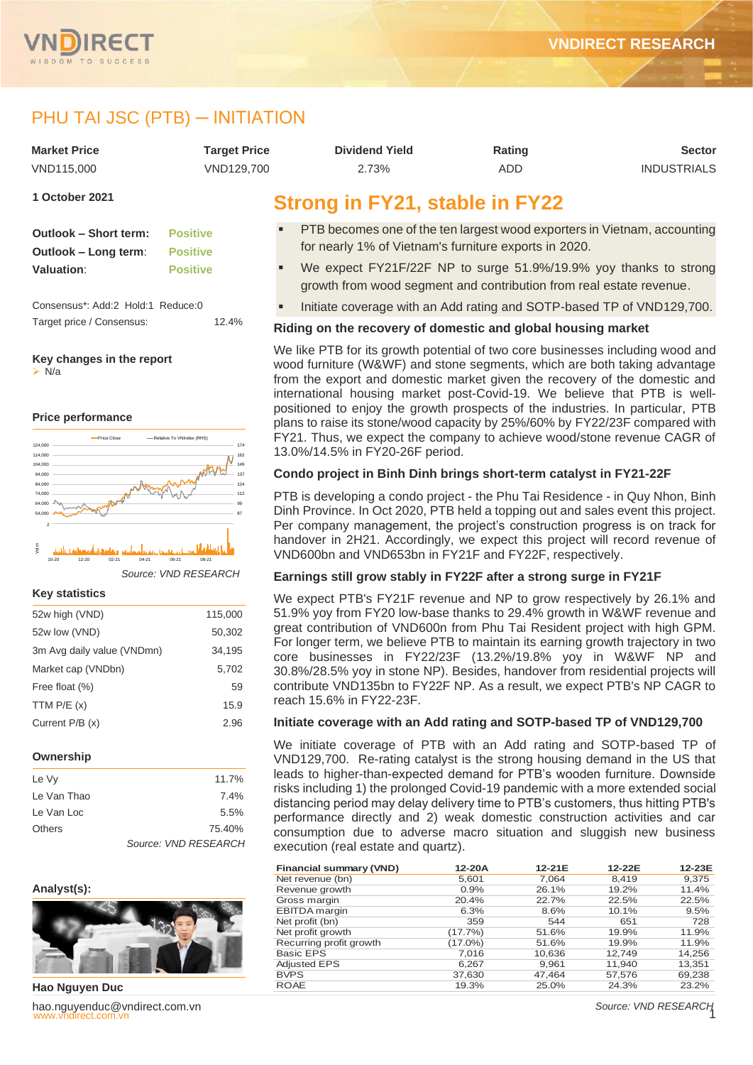# PHU TAI JSC (PTB) – INITIATION

| Market Price | Target Price | Dividend Yield | Rating | Sector |
|---|---|---|---|---|
| VND115,000 | VND129,700 | 2.73% | ADD | INDUSTRIALS |

**1 October 2021**

| | |
|---|---|
| **Outlook – Short term:** | Positive |
| **Outlook – Long term:** | Positive |
| **Valuation:** | Positive |

Consensus*: Add:2 Hold:1 Reduce:0

Target price / Consensus: 12.4%

**Key changes in the report**

- N/a

**Price performance**

Source: VND RESEARCH

**Key statistics**

| | |
|---|---|
| 52w high (VND) | 115,000 |
| 52w low (VND) | 50,302 |
| 3m Avg daily value (VNDmn) | 34,195 |
| Market cap (VNDbn) | 5,702 |
| Free float (%) | 59 |
| TTM P/E (x) | 15.9 |
| Current P/B (x) | 2.96 |

**Ownership**

| | |
|---|---|
| Le Vy | 11.7% |
| Le Van Thao | 7.4% |
| Le Van Loc | 5.5% |
| Others | 75.40% |

Source: VND RESEARCH

**Analyst(s):**

**Hao Nguyen Duc**

hao.nguyenduc@vndirect.com.vn

## Strong in FY21, stable in FY22

- PTB becomes one of the ten largest wood exporters in Vietnam, accounting for nearly 1% of Vietnam's furniture exports in 2020.
- We expect FY21F/22F NP to surge 51.9%/19.9% yoy thanks to strong growth from wood segment and contribution from real estate revenue.
- Initiate coverage with an Add rating and SOTP-based TP of VND129,700.

### Riding on the recovery of domestic and global housing market

We like PTB for its growth potential of two core businesses including wood and wood furniture (W&WF) and stone segments, which are both taking advantage from the export and domestic market given the recovery of the domestic and international housing market post-Covid-19. We believe that PTB is well-positioned to enjoy the growth prospects of the industries. In particular, PTB plans to raise its stone/wood capacity by 25%/60% by FY22/23F compared with FY21. Thus, we expect the company to achieve wood/stone revenue CAGR of 13.0%/14.5% in FY20-26F period.

### Condo project in Binh Dinh brings short-term catalyst in FY21-22F

PTB is developing a condo project - the Phu Tai Residence - in Quy Nhon, Binh Dinh Province. In Oct 2020, PTB held a topping out and sales event this project. Per company management, the project's construction progress is on track for handover in 2H21. Accordingly, we expect this project will record revenue of VND600bn and VND653bn in FY21F and FY22F, respectively.

### Earnings still grow stably in FY22F after a strong surge in FY21F

We expect PTB's FY21F revenue and NP to grow respectively by 26.1% and 51.9% yoy from FY20 low-base thanks to 29.4% growth in W&WF revenue and great contribution of VND600n from Phu Tai Resident project with high GPM. For longer term, we believe PTB to maintain its earning growth trajectory in two core businesses in FY22/23F (13.2%/19.8% yoy in W&WF NP and 30.8%/28.5% yoy in stone NP). Besides, handover from residential projects will contribute VND135bn to FY22F NP. As a result, we expect PTB's NP CAGR to reach 15.6% in FY22-23F.

### Initiate coverage with an Add rating and SOTP-based TP of VND129,700

We initiate coverage of PTB with an Add rating and SOTP-based TP of VND129,700. Re-rating catalyst is the strong housing demand in the US that leads to higher-than-expected demand for PTB's wooden furniture. Downside risks including 1) the prolonged Covid-19 pandemic with a more extended social distancing period may delay delivery time to PTB's customers, thus hitting PTB's performance directly and 2) weak domestic construction activities and car consumption due to adverse macro situation and sluggish new business execution (real estate and quartz).

| Financial summary (VND) | 12-20A | 12-21E | 12-22E | 12-23E |
|---|---|---|---|---|
| Net revenue (bn) | 5,601 | 7,064 | 8,419 | 9,375 |
| Revenue growth | 0.9% | 26.1% | 19.2% | 11.4% |
| Gross margin | 20.4% | 22.7% | 22.5% | 22.5% |
| EBITDA margin | 6.3% | 8.6% | 10.1% | 9.5% |
| Net profit (bn) | 359 | 544 | 651 | 728 |
| Net profit growth | (17.7%) | 51.6% | 19.9% | 11.9% |
| Recurring profit growth | (17.0%) | 51.6% | 19.9% | 11.9% |
| Basic EPS | 7,016 | 10,636 | 12,749 | 14,256 |
| Adjusted EPS | 6,267 | 9,961 | 11,940 | 13,351 |
| BVPS | 37,630 | 47,464 | 57,576 | 69,238 |
| ROAE | 19.3% | 25.0% | 24.3% | 23.2% |

Source: VND RESEARCH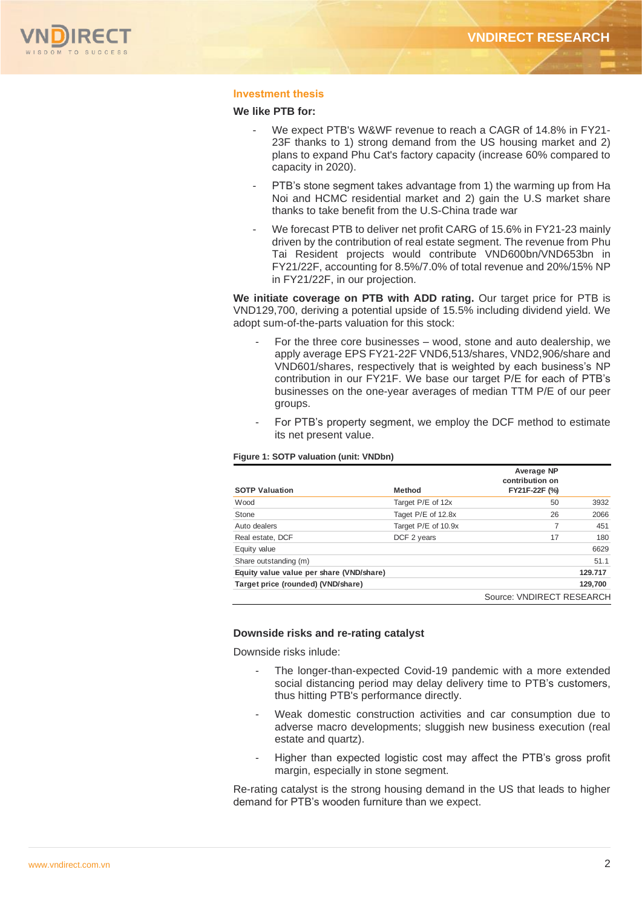## Investment thesis

**We like PTB for:**

- We expect PTB's W&WF revenue to reach a CAGR of 14.8% in FY21-23F thanks to 1) strong demand from the US housing market and 2) plans to expand Phu Cat's factory capacity (increase 60% compared to capacity in 2020).
- PTB's stone segment takes advantage from 1) the warming up from Ha Noi and HCMC residential market and 2) gain the U.S market share thanks to take benefit from the U.S-China trade war
- We forecast PTB to deliver net profit CARG of 15.6% in FY21-23 mainly driven by the contribution of real estate segment. The revenue from Phu Tai Resident projects would contribute VND600bn/VND653bn in FY21/22F, accounting for 8.5%/7.0% of total revenue and 20%/15% NP in FY21/22F, in our projection.

**We initiate coverage on PTB with ADD rating.** Our target price for PTB is VND129,700, deriving a potential upside of 15.5% including dividend yield. We adopt sum-of-the-parts valuation for this stock:

- For the three core businesses – wood, stone and auto dealership, we apply average EPS FY21-22F VND6,513/shares, VND2,906/share and VND601/shares, respectively that is weighted by each business's NP contribution in our FY21F. We base our target P/E for each of PTB's businesses on the one-year averages of median TTM P/E of our peer groups.
- For PTB's property segment, we employ the DCF method to estimate its net present value.

**Figure 1: SOTP valuation (unit: VNDbn)**

| SOTP Valuation | Method | Average NP contribution on FY21F-22F (%) | |
|---|---|---|---|
| Wood | Target P/E of 12x | 50 | 3932 |
| Stone | Taget P/E of 12.8x | 26 | 2066 |
| Auto dealers | Target P/E of 10.9x | 7 | 451 |
| Real estate, DCF | DCF 2 years | 17 | 180 |
| Equity value | | | 6629 |
| Share outstanding (m) | | | 51.1 |
| **Equity value value per share (VND/share)** | | | **129.717** |
| **Target price (rounded) (VND/share)** | | | **129,700** |

Source: VNDIRECT RESEARCH

### Downside risks and re-rating catalyst

Downside risks inlude:

- The longer-than-expected Covid-19 pandemic with a more extended social distancing period may delay delivery time to PTB's customers, thus hitting PTB's performance directly.
- Weak domestic construction activities and car consumption due to adverse macro developments; sluggish new business execution (real estate and quartz).
- Higher than expected logistic cost may affect the PTB's gross profit margin, especially in stone segment.

Re-rating catalyst is the strong housing demand in the US that leads to higher demand for PTB's wooden furniture than we expect.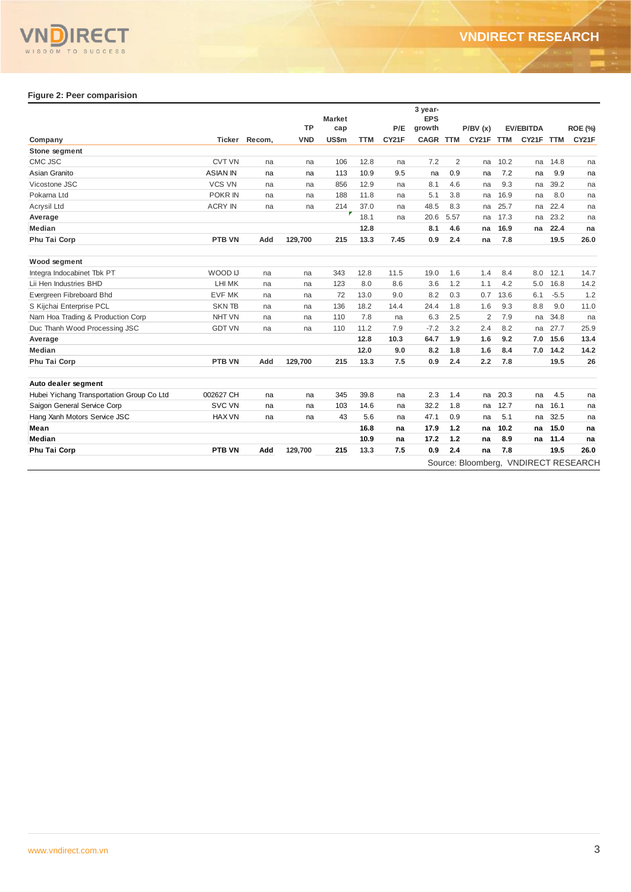**Figure 2: Peer comparision**

| Company | Ticker | Recom, | TP VND | Market cap US$m | P/E TTM | P/E CY21F | 3 year-EPS growth CAGR | P/BV (x) TTM | P/BV (x) CY21F | EV/EBITDA TTM | EV/EBITDA CY21F | ROE (%) TTM | ROE (%) CY21F |
|---|---|---|---|---|---|---|---|---|---|---|---|---|---|
| **Stone segment** | | | | | | | | | | | | | |
| CMC JSC | CVT VN | na | na | 106 | 12.8 | na | 7.2 | 2 | na | 10.2 | na | 14.8 | na |
| Asian Granito | ASIAN IN | na | na | 113 | 10.9 | 9.5 | na | 0.9 | na | 7.2 | na | 9.9 | na |
| Vicostone JSC | VCS VN | na | na | 856 | 12.9 | na | 8.1 | 4.6 | na | 9.3 | na | 39.2 | na |
| Pokarna Ltd | POKR IN | na | na | 188 | 11.8 | na | 5.1 | 3.8 | na | 16.9 | na | 8.0 | na |
| Acrysil Ltd | ACRY IN | na | na | 214 | 37.0 | na | 48.5 | 8.3 | na | 25.7 | na | 22.4 | na |
| **Average** | | | | | 18.1 | na | 20.6 | 5.57 | na | 17.3 | na | 23.2 | na |
| **Median** | | | | | **12.8** | | **8.1** | **4.6** | **na** | **16.9** | **na** | **22.4** | **na** |
| **Phu Tai Corp** | **PTB VN** | **Add** | **129,700** | **215** | **13.3** | **7.45** | **0.9** | **2.4** | **na** | **7.8** | | **19.5** | **26.0** |
| **Wood segment** | | | | | | | | | | | | | |
| Integra Indocabinet Tbk PT | WOOD IJ | na | na | 343 | 12.8 | 11.5 | 19.0 | 1.6 | 1.4 | 8.4 | 8.0 | 12.1 | 14.7 |
| Lii Hen Industries BHD | LHI MK | na | na | 123 | 8.0 | 8.6 | 3.6 | 1.2 | 1.1 | 4.2 | 5.0 | 16.8 | 14.2 |
| Evergreen Fibreboard Bhd | EVF MK | na | na | 72 | 13.0 | 9.0 | 8.2 | 0.3 | 0.7 | 13.6 | 6.1 | -5.5 | 1.2 |
| S Kijchai Enterprise PCL | SKN TB | na | na | 136 | 18.2 | 14.4 | 24.4 | 1.8 | 1.6 | 9.3 | 8.8 | 9.0 | 11.0 |
| Nam Hoa Trading & Production Corp | NHT VN | na | na | 110 | 7.8 | na | 6.3 | 2.5 | 2 | 7.9 | na | 34.8 | na |
| Duc Thanh Wood Processing JSC | GDT VN | na | na | 110 | 11.2 | 7.9 | -7.2 | 3.2 | 2.4 | 8.2 | na | 27.7 | 25.9 |
| **Average** | | | | | **12.8** | **10.3** | **64.7** | **1.9** | **1.6** | **9.2** | **7.0** | **15.6** | **13.4** |
| **Median** | | | | | **12.0** | **9.0** | **8.2** | **1.8** | **1.6** | **8.4** | **7.0** | **14.2** | **14.2** |
| **Phu Tai Corp** | **PTB VN** | **Add** | **129,700** | **215** | **13.3** | **7.5** | **0.9** | **2.4** | **2.2** | **7.8** | | **19.5** | **26** |
| **Auto dealer segment** | | | | | | | | | | | | | |
| Hubei Yichang Transportation Group Co Ltd | 002627 CH | na | na | 345 | 39.8 | na | 2.3 | 1.4 | na | 20.3 | na | 4.5 | na |
| Saigon General Service Corp | SVC VN | na | na | 103 | 14.6 | na | 32.2 | 1.8 | na | 12.7 | na | 16.1 | na |
| Hang Xanh Motors Service JSC | HAX VN | na | na | 43 | 5.6 | na | 47.1 | 0.9 | na | 5.1 | na | 32.5 | na |
| **Mean** | | | | | **16.8** | **na** | **17.9** | **1.2** | **na** | **10.2** | **na** | **15.0** | **na** |
| **Median** | | | | | **10.9** | **na** | **17.2** | **1.2** | **na** | **8.9** | **na** | **11.4** | **na** |
| **Phu Tai Corp** | **PTB VN** | **Add** | **129,700** | **215** | **13.3** | **7.5** | **0.9** | **2.4** | **na** | **7.8** | | **19.5** | **26.0** |

Source: Bloomberg, VNDIRECT RESEARCH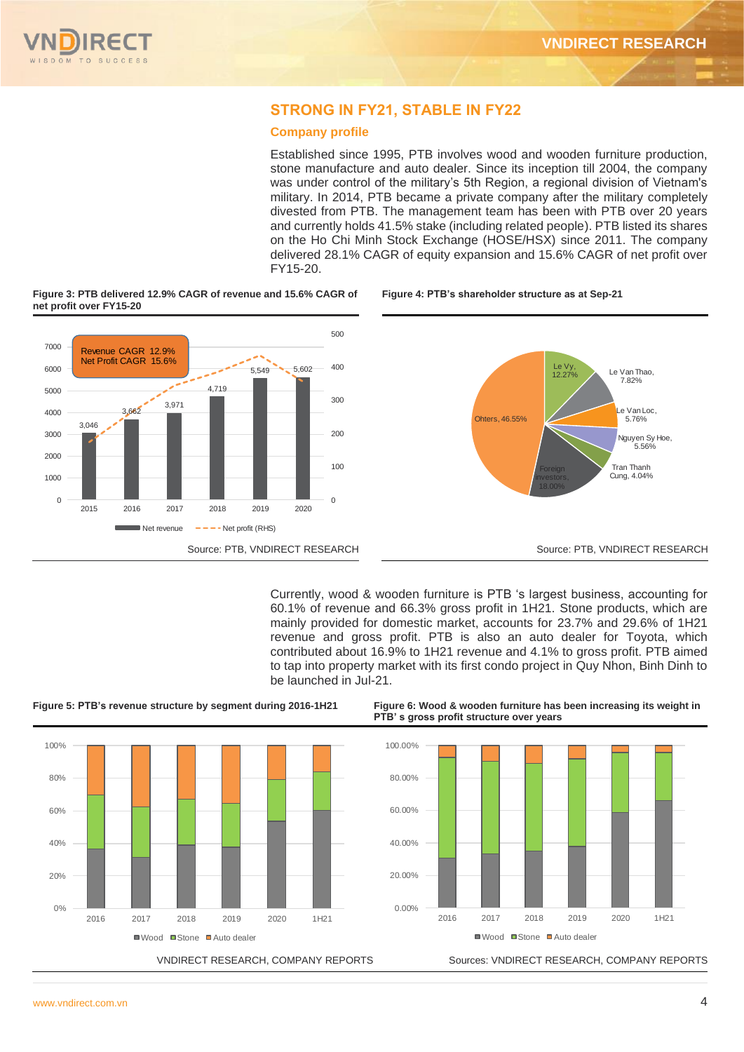## STRONG IN FY21, STABLE IN FY22

### Company profile

Established since 1995, PTB involves wood and wooden furniture production, stone manufacture and auto dealer. Since its inception till 2004, the company was under control of the military's 5th Region, a regional division of Vietnam's military. In 2014, PTB became a private company after the military completely divested from PTB. The management team has been with PTB over 20 years and currently holds 41.5% stake (including related people). PTB listed its shares on the Ho Chi Minh Stock Exchange (HOSE/HSX) since 2011. The company delivered 28.1% CAGR of equity expansion and 15.6% CAGR of net profit over FY15-20.

**Figure 3: PTB delivered 12.9% CAGR of revenue and 15.6% CAGR of net profit over FY15-20**

Revenue CAGR 12.9%
Net Profit CAGR 15.6%

| Year | 2015 | 2016 | 2017 | 2018 | 2019 | 2020 |
|---|---|---|---|---|---|---|
| Net revenue | 3,046 | 3,662 | 3,971 | 4,719 | 5,549 | 5,602 |

Net revenue — Net profit (RHS)

Source: PTB, VNDIRECT RESEARCH

**Figure 4: PTB's shareholder structure as at Sep-21**

| Shareholder | Stake |
|---|---|
| Le Vy | 12.27% |
| Le Van Thao | 7.82% |
| Le Van Loc | 5.76% |
| Nguyen Sy Hoe | 5.56% |
| Tran Thanh Cung | 4.04% |
| Foreign investors | 18.00% |
| Ohters | 46.55% |

Source: PTB, VNDIRECT RESEARCH

Currently, wood & wooden furniture is PTB 's largest business, accounting for 60.1% of revenue and 66.3% gross profit in 1H21. Stone products, which are mainly provided for domestic market, accounts for 23.7% and 29.6% of 1H21 revenue and gross profit. PTB is also an auto dealer for Toyota, which contributed about 16.9% to 1H21 revenue and 4.1% to gross profit. PTB aimed to tap into property market with its first condo project in Quy Nhon, Binh Dinh to be launched in Jul-21.

**Figure 5: PTB's revenue structure by segment during 2016-1H21**

Wood, Stone, Auto dealer (2016, 2017, 2018, 2019, 2020, 1H21)

VNDIRECT RESEARCH, COMPANY REPORTS

**Figure 6: Wood & wooden furniture has been increasing its weight in PTB' s gross profit structure over years**

Wood, Stone, Auto dealer (2016, 2017, 2018, 2019, 2020, 1H21)

Sources: VNDIRECT RESEARCH, COMPANY REPORTS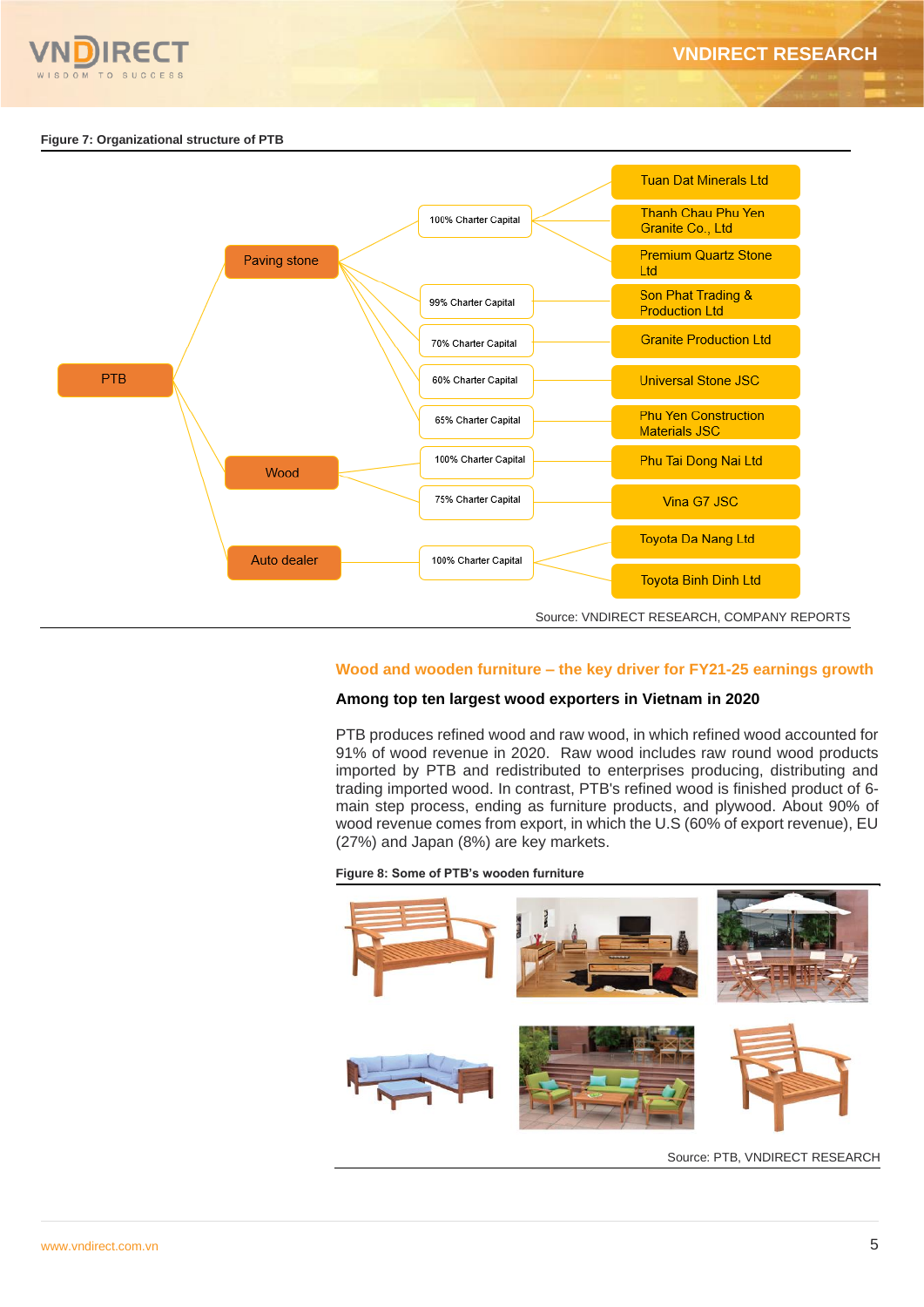**Figure 7: Organizational structure of PTB**

| Segment | Ownership | Company |
| --- | --- | --- |
| Paving stone | 100% Charter Capital | Tuan Dat Minerals Ltd |
| Paving stone | 100% Charter Capital | Thanh Chau Phu Yen Granite Co., Ltd |
| Paving stone | 100% Charter Capital | Premium Quartz Stone Ltd |
| Paving stone | 99% Charter Capital | Son Phat Trading & Production Ltd |
| Paving stone | 70% Charter Capital | Granite Production Ltd |
| Paving stone | 60% Charter Capital | Universal Stone JSC |
| Paving stone | 65% Charter Capital | Phu Yen Construction Materials JSC |
| Wood | 100% Charter Capital | Phu Tai Dong Nai Ltd |
| Wood | 75% Charter Capital | Vina G7 JSC |
| Auto dealer | 100% Charter Capital | Toyota Da Nang Ltd |
| Auto dealer | 100% Charter Capital | Toyota Binh Dinh Ltd |

Source: VNDIRECT RESEARCH, COMPANY REPORTS

## Wood and wooden furniture – the key driver for FY21-25 earnings growth

### Among top ten largest wood exporters in Vietnam in 2020

PTB produces refined wood and raw wood, in which refined wood accounted for 91% of wood revenue in 2020. Raw wood includes raw round wood products imported by PTB and redistributed to enterprises producing, distributing and trading imported wood. In contrast, PTB's refined wood is finished product of 6-main step process, ending as furniture products, and plywood. About 90% of wood revenue comes from export, in which the U.S (60% of export revenue), EU (27%) and Japan (8%) are key markets.

**Figure 8: Some of PTB's wooden furniture**

Source: PTB, VNDIRECT RESEARCH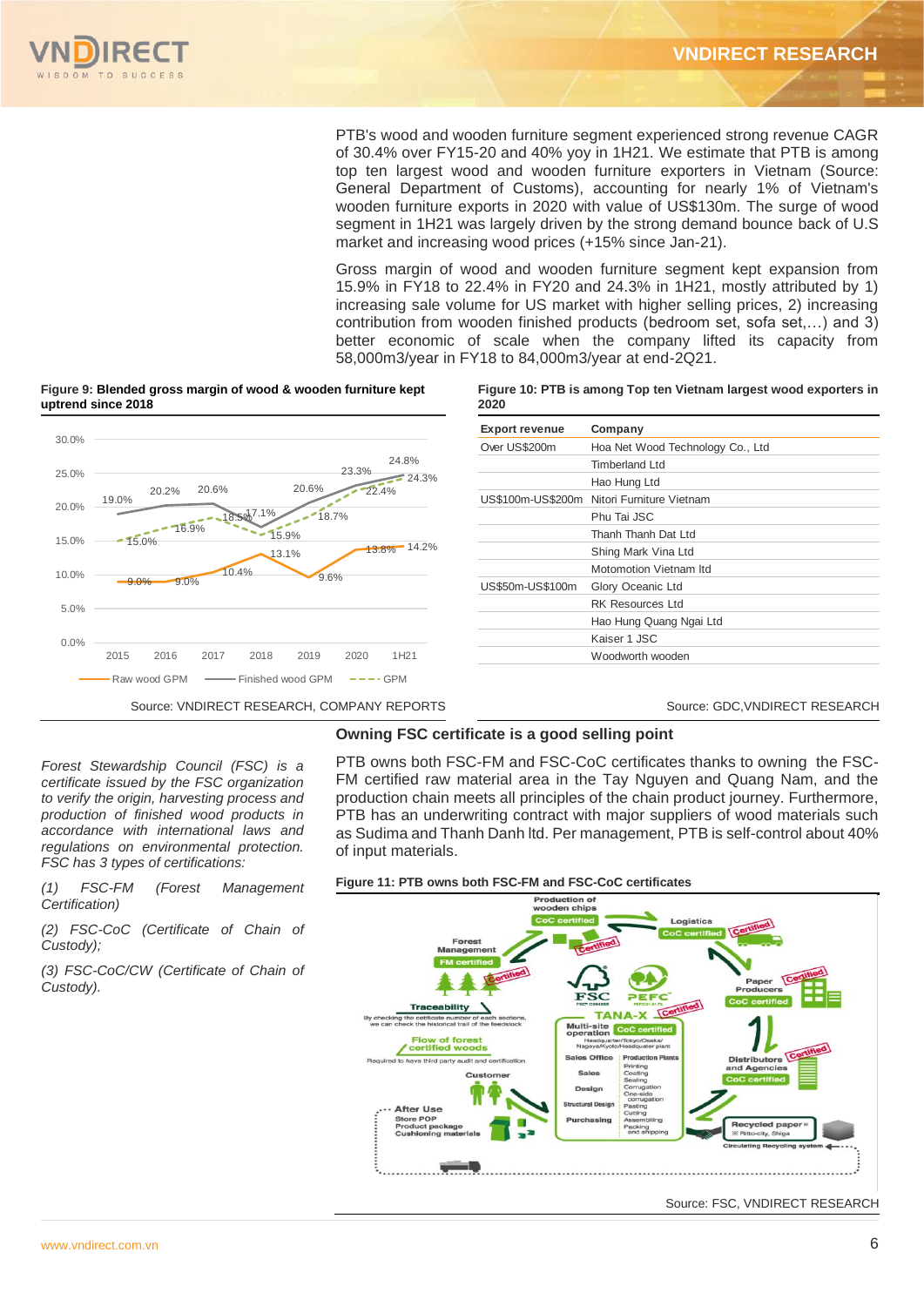PTB's wood and wooden furniture segment experienced strong revenue CAGR of 30.4% over FY15-20 and 40% yoy in 1H21. We estimate that PTB is among top ten largest wood and wooden furniture exporters in Vietnam (Source: General Department of Customs), accounting for nearly 1% of Vietnam's wooden furniture exports in 2020 with value of US$130m. The surge of wood segment in 1H21 was largely driven by the strong demand bounce back of U.S market and increasing wood prices (+15% since Jan-21).

Gross margin of wood and wooden furniture segment kept expansion from 15.9% in FY18 to 22.4% in FY20 and 24.3% in 1H21, mostly attributed by 1) increasing sale volume for US market with higher selling prices, 2) increasing contribution from wooden finished products (bedroom set, sofa set,…) and 3) better economic of scale when the company lifted its capacity from 58,000m3/year in FY18 to 84,000m3/year at end-2Q21.

**Figure 9: Blended gross margin of wood & wooden furniture kept uptrend since 2018**

| | 2015 | 2016 | 2017 | 2018 | 2019 | 2020 | 1H21 |
|---|---|---|---|---|---|---|---|
| Raw wood GPM | 9.0% | 9.0% | 10.4% | 13.1% | 9.6% | 13.8% | 14.2% |
| Finished wood GPM | 19.0% | 20.2% | 20.6% | 17.1% | 20.6% | 23.3% | 24.8% |
| GPM | 15.0% | 16.9% | 18.5% | 15.9% | 18.7% | 22.4% | 24.3% |

Source: VNDIRECT RESEARCH, COMPANY REPORTS

**Figure 10: PTB is among Top ten Vietnam largest wood exporters in 2020**

| Export revenue | Company |
|---|---|
| Over US$200m | Hoa Net Wood Technology Co., Ltd |
| | Timberland Ltd |
| | Hao Hung Ltd |
| US$100m-US$200m | Nitori Furniture Vietnam |
| | Phu Tai JSC |
| | Thanh Thanh Dat Ltd |
| | Shing Mark Vina Ltd |
| | Motomotion Vietnam ltd |
| US$50m-US$100m | Glory Oceanic Ltd |
| | RK Resources Ltd |
| | Hao Hung Quang Ngai Ltd |
| | Kaiser 1 JSC |
| | Woodworth wooden |

Source: GDC,VNDIRECT RESEARCH

## Owning FSC certificate is a good selling point

*Forest Stewardship Council (FSC) is a certificate issued by the FSC organization to verify the origin, harvesting process and production of finished wood products in accordance with international laws and regulations on environmental protection. FSC has 3 types of certifications:*

*(1) FSC-FM (Forest Management Certification)*

*(2) FSC-CoC (Certificate of Chain of Custody);*

*(3) FSC-CoC/CW (Certificate of Chain of Custody).*

PTB owns both FSC-FM and FSC-CoC certificates thanks to owning the FSC-FM certified raw material area in the Tay Nguyen and Quang Nam, and the production chain meets all principles of the chain product journey. Furthermore, PTB has an underwriting contract with major suppliers of wood materials such as Sudima and Thanh Danh ltd. Per management, PTB is self-control about 40% of input materials.

**Figure 11: PTB owns both FSC-FM and FSC-CoC certificates**

Source: FSC, VNDIRECT RESEARCH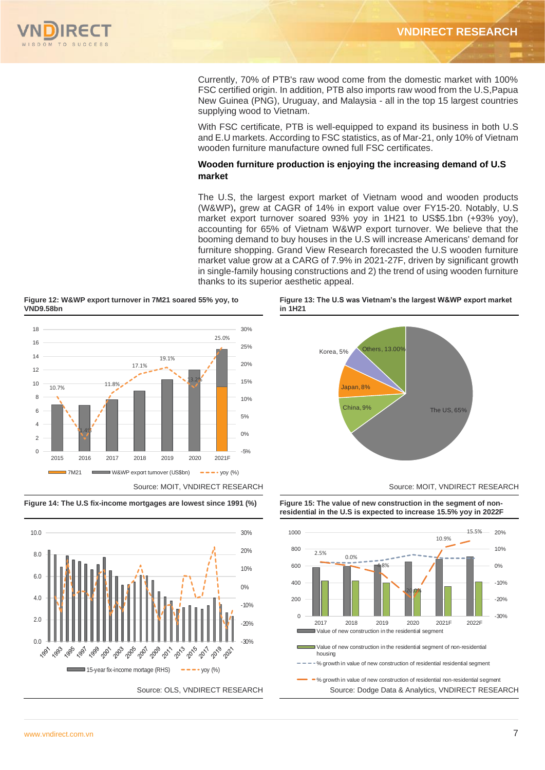Currently, 70% of PTB's raw wood come from the domestic market with 100% FSC certified origin. In addition, PTB also imports raw wood from the U.S,Papua New Guinea (PNG), Uruguay, and Malaysia - all in the top 15 largest countries supplying wood to Vietnam.

With FSC certificate, PTB is well-equipped to expand its business in both U.S and E.U markets. According to FSC statistics, as of Mar-21, only 10% of Vietnam wooden furniture manufacture owned full FSC certificates.

**Wooden furniture production is enjoying the increasing demand of U.S market**

The U.S, the largest export market of Vietnam wood and wooden products (W&WP)**,** grew at CAGR of 14% in export value over FY15-20. Notably, U.S market export turnover soared 93% yoy in 1H21 to US$5.1bn (+93% yoy), accounting for 65% of Vietnam W&WP export turnover. We believe that the booming demand to buy houses in the U.S will increase Americans' demand for furniture shopping. Grand View Research forecasted the U.S wooden furniture market value grow at a CARG of 7.9% in 2021-27F, driven by significant growth in single-family housing constructions and 2) the trend of using wooden furniture thanks to its superior aesthetic appeal.

**Figure 12: W&WP export turnover in 7M21 soared 55% yoy, to VND9.58bn**

Source: MOIT, VNDIRECT RESEARCH

**Figure 13: The U.S was Vietnam's the largest W&WP export market in 1H21**

Source: MOIT, VNDIRECT RESEARCH

**Figure 14: The U.S fix-income mortgages are lowest since 1991 (%)**

Source: OLS, VNDIRECT RESEARCH

**Figure 15: The value of new construction in the segment of non-residential in the U.S is expected to increase 15.5% yoy in 2022F**

Source: Dodge Data & Analytics, VNDIRECT RESEARCH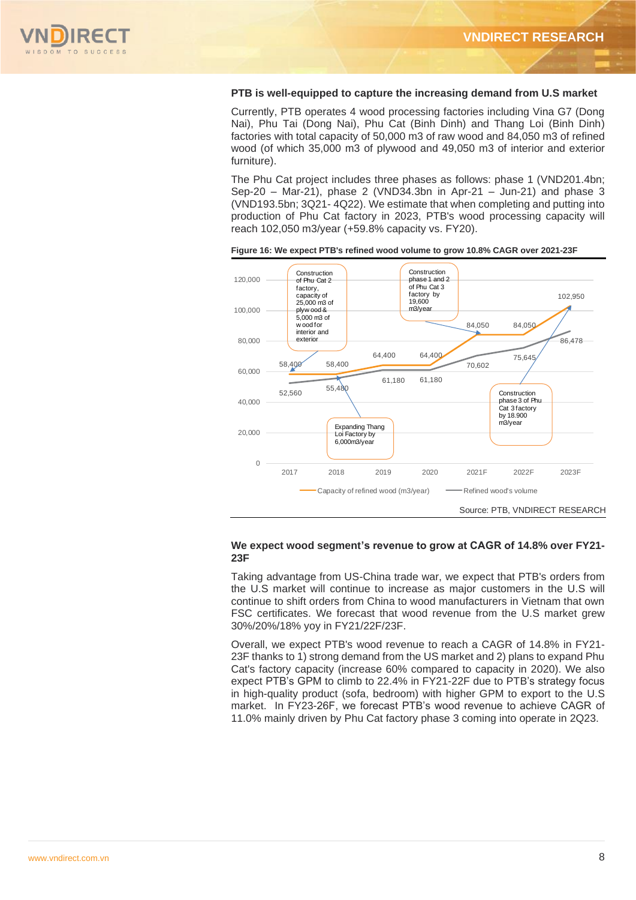### PTB is well-equipped to capture the increasing demand from U.S market

Currently, PTB operates 4 wood processing factories including Vina G7 (Dong Nai), Phu Tai (Dong Nai), Phu Cat (Binh Dinh) and Thang Loi (Binh Dinh) factories with total capacity of 50,000 m3 of raw wood and 84,050 m3 of refined wood (of which 35,000 m3 of plywood and 49,050 m3 of interior and exterior furniture).

The Phu Cat project includes three phases as follows: phase 1 (VND201.4bn; Sep-20 – Mar-21), phase 2 (VND34.3bn in Apr-21 – Jun-21) and phase 3 (VND193.5bn; 3Q21- 4Q22). We estimate that when completing and putting into production of Phu Cat factory in 2023, PTB's wood processing capacity will reach 102,050 m3/year (+59.8% capacity vs. FY20).

**Figure 16: We expect PTB's refined wood volume to grow 10.8% CAGR over 2021-23F**

| | 2017 | 2018 | 2019 | 2020 | 2021F | 2022F | 2023F |
|---|---|---|---|---|---|---|---|
| Capacity of refined wood (m3/year) | 58,400 | 58,400 | 64,400 | 64,400 | 84,050 | 84,050 | 102,950 |
| Refined wood's volume | 52,560 | 55,480 | 61,180 | 61,180 | 70,602 | 75,645 | 86,478 |

Chart annotations:
- Construction of Phu Cat 2 factory, capacity of 25,000 m3 of plywood & 5,000 m3 of wood for interior and exterior
- Expanding Thang Loi Factory by 6,000m3/year
- Construction phase 1 and 2 of Phu Cat 3 factory by 19,600 m3/year
- Construction phase 3 of Phu Cat 3 factory by 18.900 m3/year

Source: PTB, VNDIRECT RESEARCH

### We expect wood segment's revenue to grow at CAGR of 14.8% over FY21-23F

Taking advantage from US-China trade war, we expect that PTB's orders from the U.S market will continue to increase as major customers in the U.S will continue to shift orders from China to wood manufacturers in Vietnam that own FSC certificates. We forecast that wood revenue from the U.S market grew 30%/20%/18% yoy in FY21/22F/23F.

Overall, we expect PTB's wood revenue to reach a CAGR of 14.8% in FY21-23F thanks to 1) strong demand from the US market and 2) plans to expand Phu Cat's factory capacity (increase 60% compared to capacity in 2020). We also expect PTB's GPM to climb to 22.4% in FY21-22F due to PTB's strategy focus in high-quality product (sofa, bedroom) with higher GPM to export to the U.S market. In FY23-26F, we forecast PTB's wood revenue to achieve CAGR of 11.0% mainly driven by Phu Cat factory phase 3 coming into operate in 2Q23.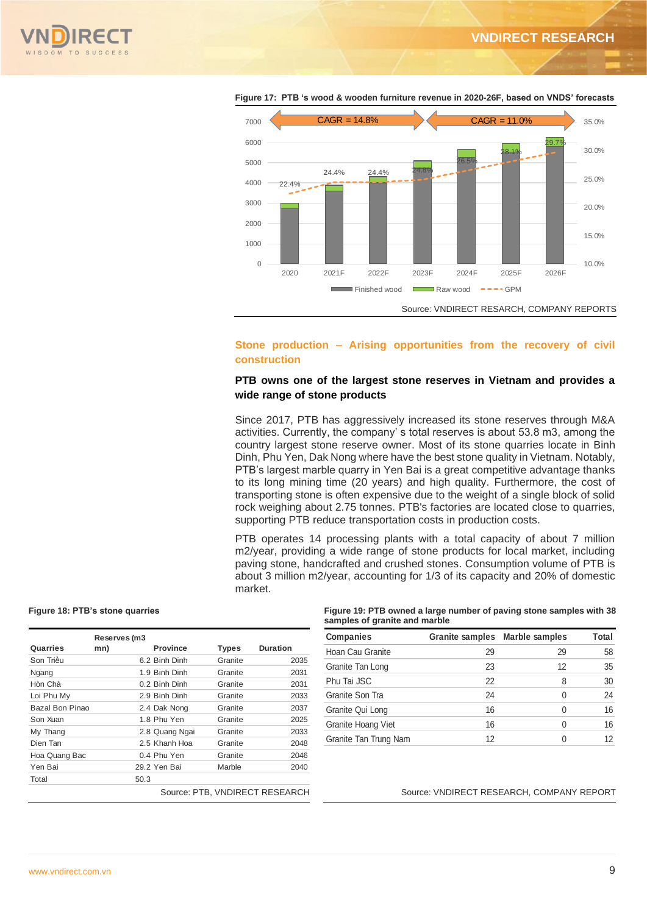**Figure 17: PTB 's wood & wooden furniture revenue in 2020-26F, based on VNDS' forecasts**

Source: VNDIRECT RESARCH, COMPANY REPORTS

## Stone production – Arising opportunities from the recovery of civil construction

### PTB owns one of the largest stone reserves in Vietnam and provides a wide range of stone products

Since 2017, PTB has aggressively increased its stone reserves through M&A activities. Currently, the company' s total reserves is about 53.8 m3, among the country largest stone reserve owner. Most of its stone quarries locate in Binh Dinh, Phu Yen, Dak Nong where have the best stone quality in Vietnam. Notably, PTB's largest marble quarry in Yen Bai is a great competitive advantage thanks to its long mining time (20 years) and high quality. Furthermore, the cost of transporting stone is often expensive due to the weight of a single block of solid rock weighing about 2.75 tonnes. PTB's factories are located close to quarries, supporting PTB reduce transportation costs in production costs.

PTB operates 14 processing plants with a total capacity of about 7 million m2/year, providing a wide range of stone products for local market, including paving stone, handcrafted and crushed stones. Consumption volume of PTB is about 3 million m2/year, accounting for 1/3 of its capacity and 20% of domestic market.

**Figure 18: PTB's stone quarries**

| Quarries | Reserves (m3 mn) | Province | Types | Duration |
|---|---|---|---|---|
| Son Triều | 6.2 | Binh Dinh | Granite | 2035 |
| Ngang | 1.9 | Binh Dinh | Granite | 2031 |
| Hòn Chà | 0.2 | Binh Dinh | Granite | 2031 |
| Loi Phu My | 2.9 | Binh Dinh | Granite | 2033 |
| Bazal Bon Pinao | 2.4 | Dak Nong | Granite | 2037 |
| Son Xuan | 1.8 | Phu Yen | Granite | 2025 |
| My Thang | 2.8 | Quang Ngai | Granite | 2033 |
| Dien Tan | 2.5 | Khanh Hoa | Granite | 2048 |
| Hoa Quang Bac | 0.4 | Phu Yen | Granite | 2046 |
| Yen Bai | 29.2 | Yen Bai | Marble | 2040 |
| Total | 50.3 | | | |

Source: PTB, VNDIRECT RESEARCH

**Figure 19: PTB owned a large number of paving stone samples with 38 samples of granite and marble**

| Companies | Granite samples | Marble samples | Total |
|---|---|---|---|
| Hoan Cau Granite | 29 | 29 | 58 |
| Granite Tan Long | 23 | 12 | 35 |
| Phu Tai JSC | 22 | 8 | 30 |
| Granite Son Tra | 24 | 0 | 24 |
| Granite Qui Long | 16 | 0 | 16 |
| Granite Hoang Viet | 16 | 0 | 16 |
| Granite Tan Trung Nam | 12 | 0 | 12 |

Source: VNDIRECT RESEARCH, COMPANY REPORT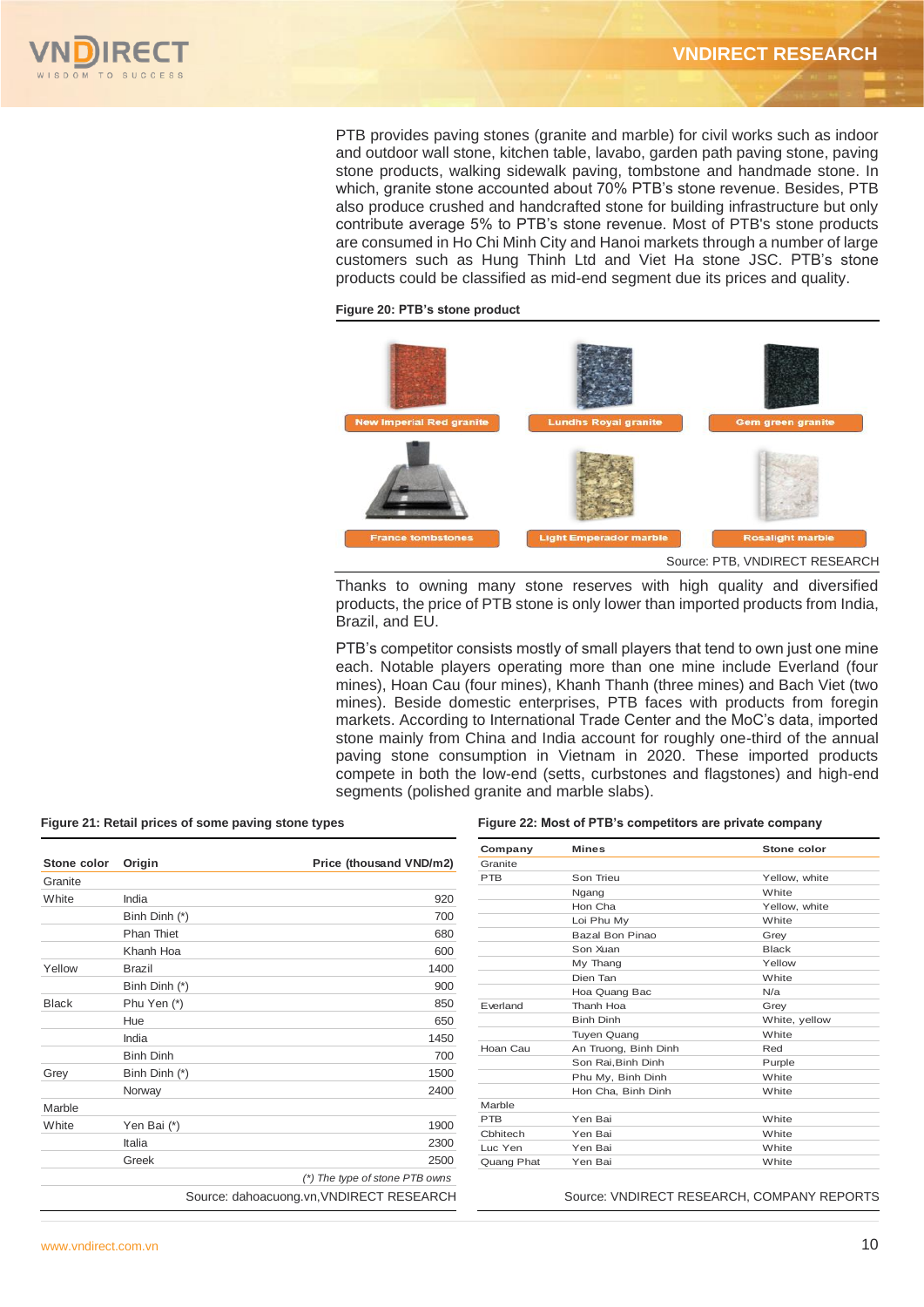PTB provides paving stones (granite and marble) for civil works such as indoor and outdoor wall stone, kitchen table, lavabo, garden path paving stone, paving stone products, walking sidewalk paving, tombstone and handmade stone. In which, granite stone accounted about 70% PTB's stone revenue. Besides, PTB also produce crushed and handcrafted stone for building infrastructure but only contribute average 5% to PTB's stone revenue. Most of PTB's stone products are consumed in Ho Chi Minh City and Hanoi markets through a number of large customers such as Hung Thinh Ltd and Viet Ha stone JSC. PTB's stone products could be classified as mid-end segment due its prices and quality.

**Figure 20: PTB's stone product**

New Imperial Red granite | Lundhs Royal granite | Gem green granite

France tombstones | Light Emperador marble | Rosalight marble

Source: PTB, VNDIRECT RESEARCH

Thanks to owning many stone reserves with high quality and diversified products, the price of PTB stone is only lower than imported products from India, Brazil, and EU.

PTB's competitor consists mostly of small players that tend to own just one mine each. Notable players operating more than one mine include Everland (four mines), Hoan Cau (four mines), Khanh Thanh (three mines) and Bach Viet (two mines). Beside domestic enterprises, PTB faces with products from foregin markets. According to International Trade Center and the MoC's data, imported stone mainly from China and India account for roughly one-third of the annual paving stone consumption in Vietnam in 2020. These imported products compete in both the low-end (setts, curbstones and flagstones) and high-end segments (polished granite and marble slabs).

**Figure 21: Retail prices of some paving stone types**

| Stone color | Origin | Price (thousand VND/m2) |
|---|---|---|
| Granite | | |
| White | India | 920 |
| | Binh Dinh (*) | 700 |
| | Phan Thiet | 680 |
| | Khanh Hoa | 600 |
| Yellow | Brazil | 1400 |
| | Binh Dinh (*) | 900 |
| Black | Phu Yen (*) | 850 |
| | Hue | 650 |
| | India | 1450 |
| | Binh Dinh | 700 |
| Grey | Binh Dinh (*) | 1500 |
| | Norway | 2400 |
| Marble | | |
| White | Yen Bai (*) | 1900 |
| | Italia | 2300 |
| | Greek | 2500 |

*(*) The type of stone PTB owns*

Source: dahoacuong.vn,VNDIRECT RESEARCH

**Figure 22: Most of PTB's competitors are private company**

| Company | Mines | Stone color |
|---|---|---|
| Granite | | |
| PTB | Son Trieu | Yellow, white |
| | Ngang | White |
| | Hon Cha | Yellow, white |
| | Loi Phu My | White |
| | Bazal Bon Pinao | Grey |
| | Son Xuan | Black |
| | My Thang | Yellow |
| | Dien Tan | White |
| | Hoa Quang Bac | N/a |
| Everland | Thanh Hoa | Grey |
| | Binh Dinh | White, yellow |
| | Tuyen Quang | White |
| Hoan Cau | An Truong, Binh Dinh | Red |
| | Son Rai,Binh Dinh | Purple |
| | Phu My, Binh Dinh | White |
| | Hon Cha, Binh Dinh | White |
| Marble | | |
| PTB | Yen Bai | White |
| Cbhitech | Yen Bai | White |
| Luc Yen | Yen Bai | White |
| Quang Phat | Yen Bai | White |

Source: VNDIRECT RESEARCH, COMPANY REPORTS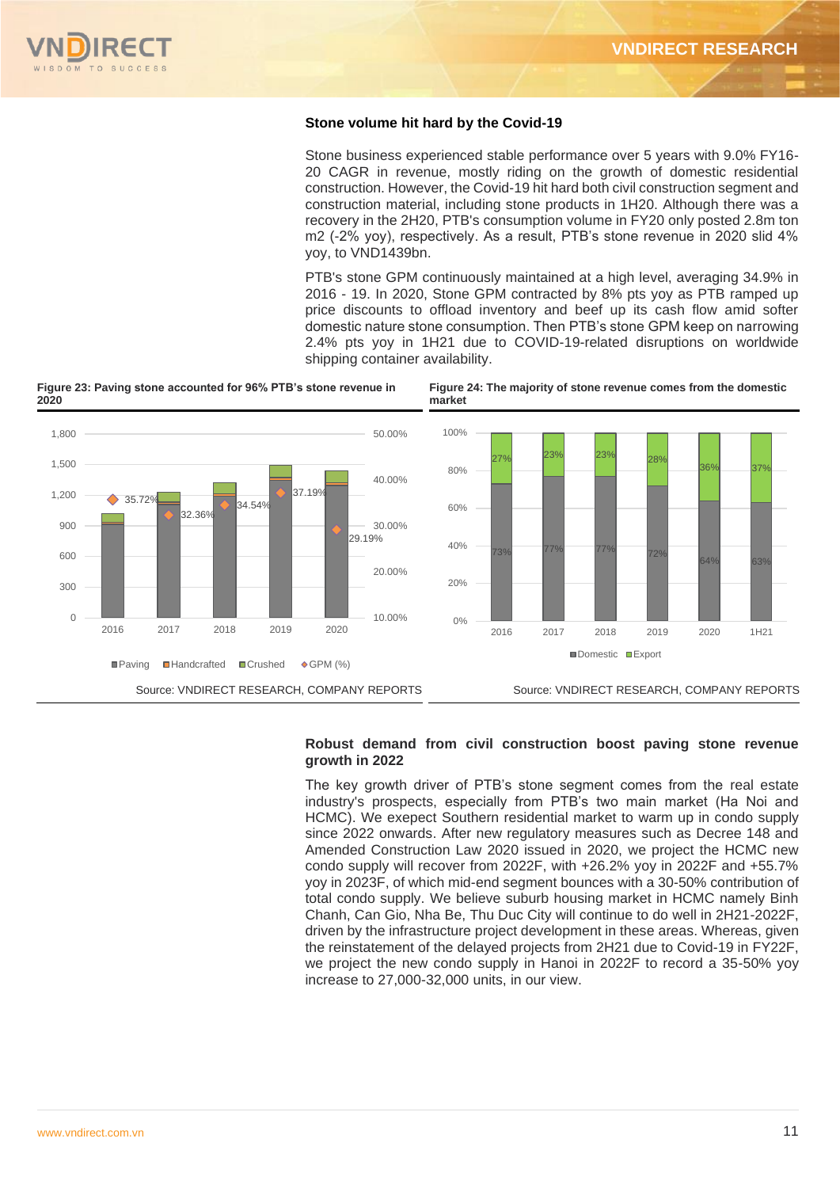### Stone volume hit hard by the Covid-19

Stone business experienced stable performance over 5 years with 9.0% FY16-20 CAGR in revenue, mostly riding on the growth of domestic residential construction. However, the Covid-19 hit hard both civil construction segment and construction material, including stone products in 1H20. Although there was a recovery in the 2H20, PTB's consumption volume in FY20 only posted 2.8m ton m2 (-2% yoy), respectively. As a result, PTB's stone revenue in 2020 slid 4% yoy, to VND1439bn.

PTB's stone GPM continuously maintained at a high level, averaging 34.9% in 2016 - 19. In 2020, Stone GPM contracted by 8% pts yoy as PTB ramped up price discounts to offload inventory and beef up its cash flow amid softer domestic nature stone consumption. Then PTB's stone GPM keep on narrowing 2.4% pts yoy in 1H21 due to COVID-19-related disruptions on worldwide shipping container availability.

**Figure 23: Paving stone accounted for 96% PTB's stone revenue in 2020**

| | 2016 | 2017 | 2018 | 2019 | 2020 |
|---|---|---|---|---|---|
| GPM (%) | 35.72% | 32.36% | 34.54% | 37.19% | 29.19% |

Legend: Paving, Handcrafted, Crushed, GPM (%)

Source: VNDIRECT RESEARCH, COMPANY REPORTS

**Figure 24: The majority of stone revenue comes from the domestic market**

| | 2016 | 2017 | 2018 | 2019 | 2020 | 1H21 |
|---|---|---|---|---|---|---|
| Domestic | 73% | 77% | 77% | 72% | 64% | 63% |
| Export | 27% | 23% | 23% | 28% | 36% | 37% |

Source: VNDIRECT RESEARCH, COMPANY REPORTS

### Robust demand from civil construction boost paving stone revenue growth in 2022

The key growth driver of PTB's stone segment comes from the real estate industry's prospects, especially from PTB's two main market (Ha Noi and HCMC). We exepect Southern residential market to warm up in condo supply since 2022 onwards. After new regulatory measures such as Decree 148 and Amended Construction Law 2020 issued in 2020, we project the HCMC new condo supply will recover from 2022F, with +26.2% yoy in 2022F and +55.7% yoy in 2023F, of which mid-end segment bounces with a 30-50% contribution of total condo supply. We believe suburb housing market in HCMC namely Binh Chanh, Can Gio, Nha Be, Thu Duc City will continue to do well in 2H21-2022F, driven by the infrastructure project development in these areas. Whereas, given the reinstatement of the delayed projects from 2H21 due to Covid-19 in FY22F, we project the new condo supply in Hanoi in 2022F to record a 35-50% yoy increase to 27,000-32,000 units, in our view.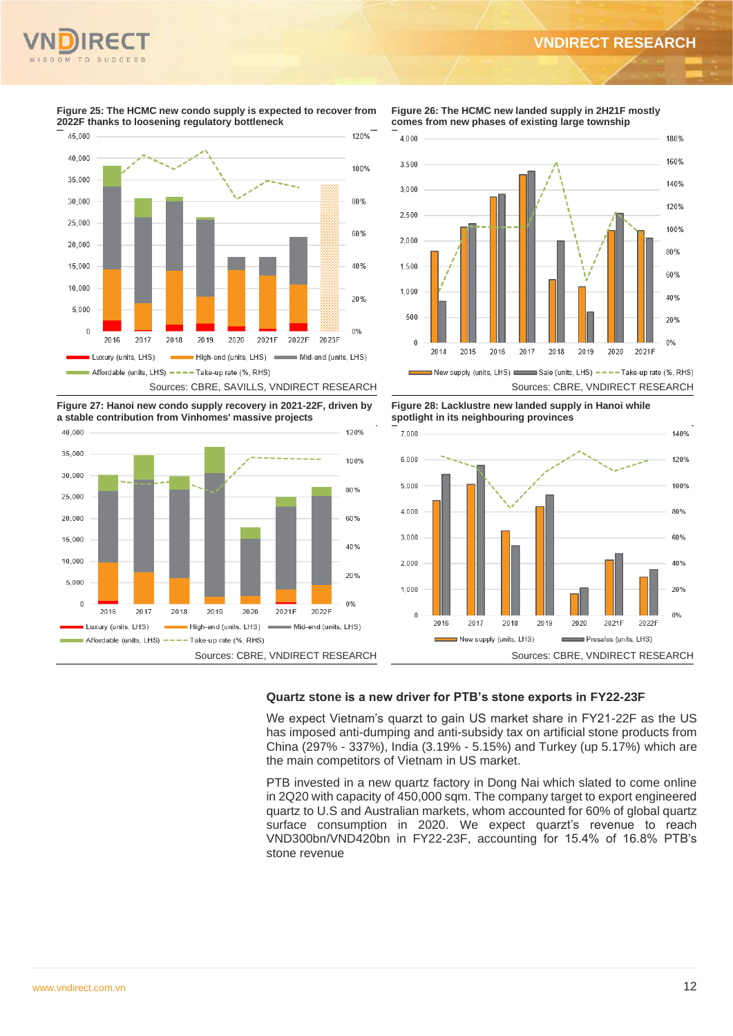**Figure 25: The HCMC new condo supply is expected to recover from 2022F thanks to loosening regulatory bottleneck**

Sources: CBRE, SAVILLS, VNDIRECT RESEARCH

**Figure 26: The HCMC new landed supply in 2H21F mostly comes from new phases of existing large township**

Sources: CBRE, VNDIRECT RESEARCH

**Figure 27: Hanoi new condo supply recovery in 2021-22F, driven by a stable contribution from Vinhomes' massive projects**

Sources: CBRE, VNDIRECT RESEARCH

**Figure 28: Lacklustre new landed supply in Hanoi while spotlight in its neighbouring provinces**

Sources: CBRE, VNDIRECT RESEARCH

### Quartz stone is a new driver for PTB's stone exports in FY22-23F

We expect Vietnam's quarzt to gain US market share in FY21-22F as the US has imposed anti-dumping and anti-subsidy tax on artificial stone products from China (297% - 337%), India (3.19% - 5.15%) and Turkey (up 5.17%) which are the main competitors of Vietnam in US market.

PTB invested in a new quartz factory in Dong Nai which slated to come online in 2Q20 with capacity of 450,000 sqm. The company target to export engineered quartz to U.S and Australian markets, whom accounted for 60% of global quartz surface consumption in 2020. We expect quarzt's revenue to reach VND300bn/VND420bn in FY22-23F, accounting for 15.4% of 16.8% PTB's stone revenue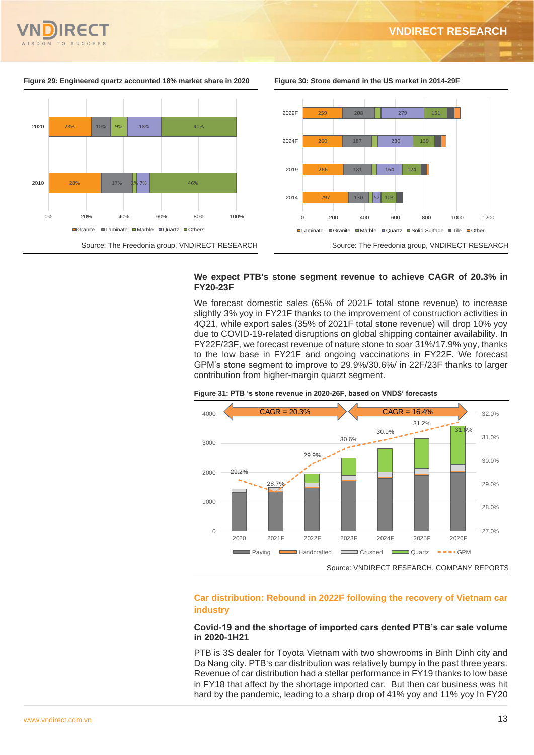**Figure 29: Engineered quartz accounted 18% market share in 2020**

| | Granite | Laminate | Marble | Quartz | Others |
|---|---|---|---|---|---|
| 2020 | 23% | 10% | 9% | 18% | 40% |
| 2010 | 28% | 17% | 2% | 7% | 46% |

Source: The Freedonia group, VNDIRECT RESEARCH

**Figure 30: Stone demand in the US market in 2014-29F**

| | Laminate | Granite | Marble | Quartz | Solid Surface |
|---|---|---|---|---|---|
| 2029F | 259 | 208 | | 279 | 151 |
| 2024F | 260 | 187 | | 230 | 139 |
| 2019 | 266 | 181 | | 164 | 124 |
| 2014 | 297 | 130 | | 52 | 103 |

Source: The Freedonia group, VNDIRECT RESEARCH

**We expect PTB's stone segment revenue to achieve CAGR of 20.3% in FY20-23F**

We forecast domestic sales (65% of 2021F total stone revenue) to increase slightly 3% yoy in FY21F thanks to the improvement of construction activities in 4Q21, while export sales (35% of 2021F total stone revenue) will drop 10% yoy due to COVID-19-related disruptions on global shipping container availability. In FY22F/23F, we forecast revenue of nature stone to soar 31%/17.9% yoy, thanks to the low base in FY21F and ongoing vaccinations in FY22F. We forecast GPM's stone segment to improve to 29.9%/30.6%/ in 22F/23F thanks to larger contribution from higher-margin quarzt segment.

**Figure 31: PTB 's stone revenue in 2020-26F, based on VNDS' forecasts**

CAGR = 20.3% (2020–2023F); CAGR = 16.4% (2023F–2026F)

| | 2020 | 2021F | 2022F | 2023F | 2024F | 2025F | 2026F |
|---|---|---|---|---|---|---|---|
| GPM | 29.2% | 28.7% | 29.9% | 30.6% | 30.9% | 31.2% | 31.6% |

Source: VNDIRECT RESEARCH, COMPANY REPORTS

## Car distribution: Rebound in 2022F following the recovery of Vietnam car industry

**Covid-19 and the shortage of imported cars dented PTB's car sale volume in 2020-1H21**

PTB is 3S dealer for Toyota Vietnam with two showrooms in Binh Dinh city and Da Nang city. PTB's car distribution was relatively bumpy in the past three years. Revenue of car distribution had a stellar performance in FY19 thanks to low base in FY18 that affect by the shortage imported car. But then car business was hit hard by the pandemic, leading to a sharp drop of 41% yoy and 11% yoy In FY20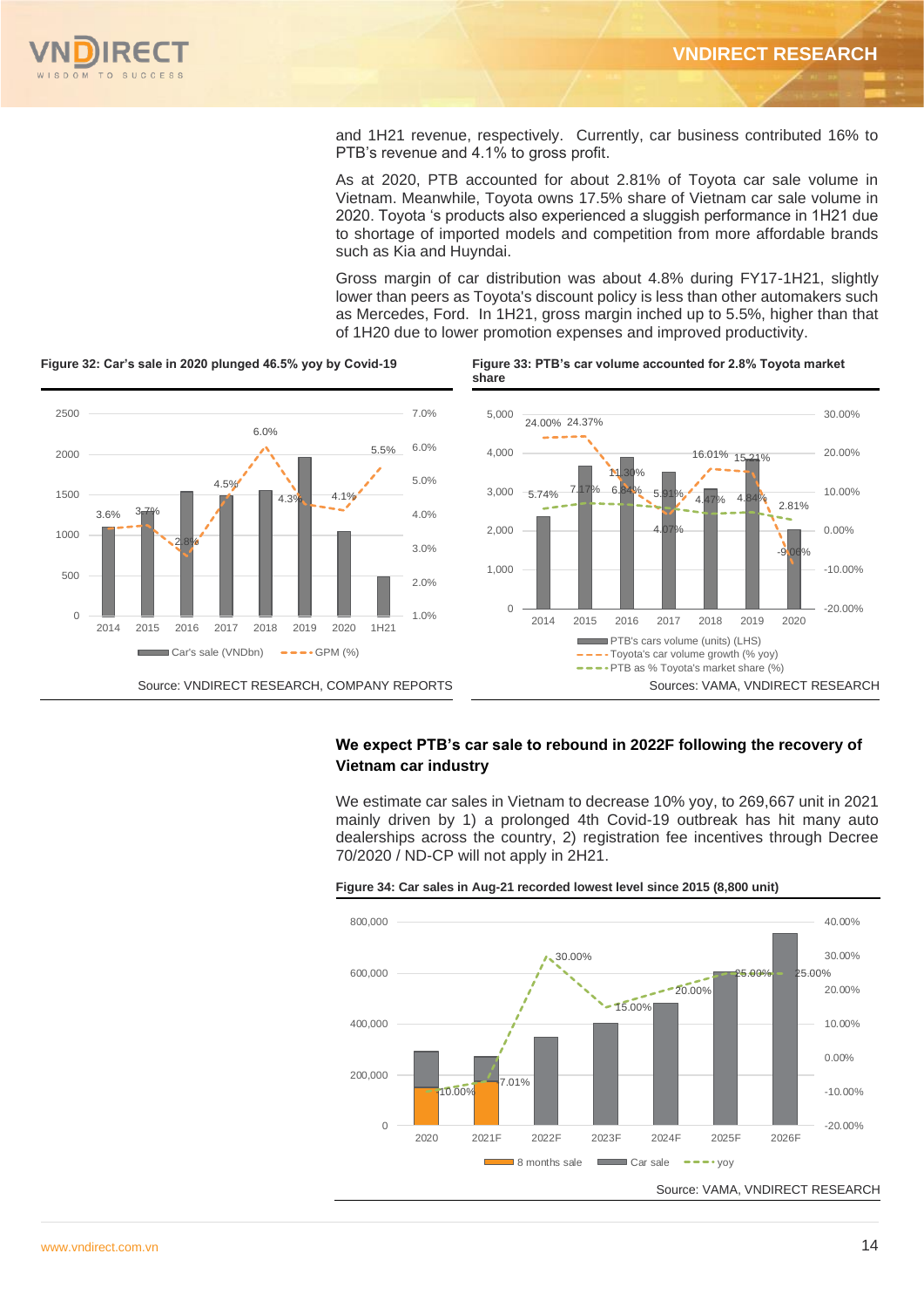and 1H21 revenue, respectively. Currently, car business contributed 16% to PTB's revenue and 4.1% to gross profit.

As at 2020, PTB accounted for about 2.81% of Toyota car sale volume in Vietnam. Meanwhile, Toyota owns 17.5% share of Vietnam car sale volume in 2020. Toyota 's products also experienced a sluggish performance in 1H21 due to shortage of imported models and competition from more affordable brands such as Kia and Huyndai.

Gross margin of car distribution was about 4.8% during FY17-1H21, slightly lower than peers as Toyota's discount policy is less than other automakers such as Mercedes, Ford. In 1H21, gross margin inched up to 5.5%, higher than that of 1H20 due to lower promotion expenses and improved productivity.

**Figure 32: Car's sale in 2020 plunged 46.5% yoy by Covid-19**

| | 2014 | 2015 | 2016 | 2017 | 2018 | 2019 | 2020 | 1H21 |
|---|---|---|---|---|---|---|---|---|
| GPM (%) | 3.6% | 3.7% | 2.8% | 4.5% | 6.0% | 4.3% | 4.1% | 5.5% |

Car's sale (VNDbn), GPM (%)

Source: VNDIRECT RESEARCH, COMPANY REPORTS

**Figure 33: PTB's car volume accounted for 2.8% Toyota market share**

| | 2014 | 2015 | 2016 | 2017 | 2018 | 2019 | 2020 |
|---|---|---|---|---|---|---|---|
| Toyota's car volume growth (% yoy) | 24.00% | 24.37% | 11.30% | 4.07% | 16.01% | 15.21% | -9.06% |
| PTB as % Toyota's market share (%) | 5.74% | 7.17% | 6.84% | 5.91% | 4.47% | 4.84% | 2.81% |

PTB's cars volume (units) (LHS), Toyota's car volume growth (% yoy), PTB as % Toyota's market share (%)

Sources: VAMA, VNDIRECT RESEARCH

## We expect PTB's car sale to rebound in 2022F following the recovery of Vietnam car industry

We estimate car sales in Vietnam to decrease 10% yoy, to 269,667 unit in 2021 mainly driven by 1) a prolonged 4th Covid-19 outbreak has hit many auto dealerships across the country, 2) registration fee incentives through Decree 70/2020 / ND-CP will not apply in 2H21.

**Figure 34: Car sales in Aug-21 recorded lowest level since 2015 (8,800 unit)**

| | 2020 | 2021F | 2022F | 2023F | 2024F | 2025F | 2026F |
|---|---|---|---|---|---|---|---|
| yoy | -10.00% | 7.01% | 30.00% | 15.00% | 20.00% | 25.00% | 25.00% |

8 months sale, Car sale, yoy

Source: VAMA, VNDIRECT RESEARCH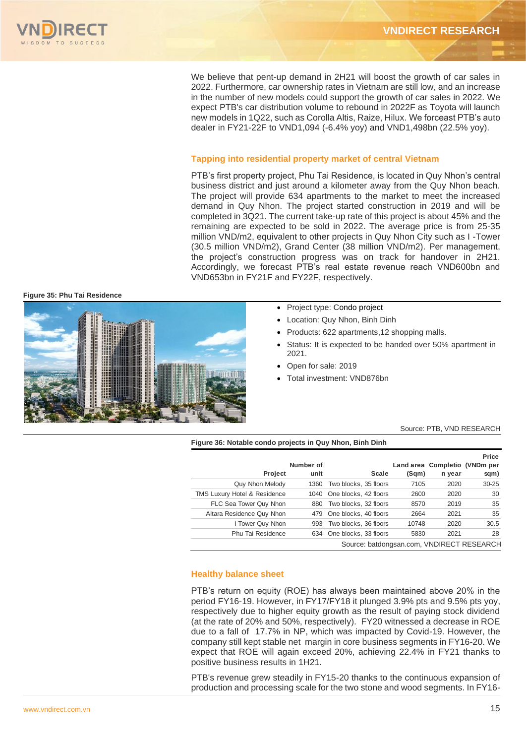We believe that pent-up demand in 2H21 will boost the growth of car sales in 2022. Furthermore, car ownership rates in Vietnam are still low, and an increase in the number of new models could support the growth of car sales in 2022. We expect PTB's car distribution volume to rebound in 2022F as Toyota will launch new models in 1Q22, such as Corolla Altis, Raize, Hilux. We forceast PTB's auto dealer in FY21-22F to VND1,094 (-6.4% yoy) and VND1,498bn (22.5% yoy).

## Tapping into residential property market of central Vietnam

PTB's first property project, Phu Tai Residence, is located in Quy Nhon's central business district and just around a kilometer away from the Quy Nhon beach. The project will provide 634 apartments to the market to meet the increased demand in Quy Nhon. The project started construction in 2019 and will be completed in 3Q21. The current take-up rate of this project is about 45% and the remaining are expected to be sold in 2022. The average price is from 25-35 million VND/m2, equivalent to other projects in Quy Nhon City such as I -Tower (30.5 million VND/m2), Grand Center (38 million VND/m2). Per management, the project's construction progress was on track for handover in 2H21. Accordingly, we forecast PTB's real estate revenue reach VND600bn and VND653bn in FY21F and FY22F, respectively.

**Figure 35: Phu Tai Residence**

- Project type: Condo project
- Location: Quy Nhon, Binh Dinh
- Products: 622 apartments,12 shopping malls.
- Status: It is expected to be handed over 50% apartment in 2021.
- Open for sale: 2019
- Total investment: VND876bn

Source: PTB, VND RESEARCH

**Figure 36: Notable condo projects in Quy Nhon, Binh Dinh**

| Project | Number of unit | Scale | Land area (Sqm) | Completion year | Price (VNDm per sqm) |
|---|---|---|---|---|---|
| Quy Nhon Melody | 1360 | Two blocks, 35 floors | 7105 | 2020 | 30-25 |
| TMS Luxury Hotel & Residence | 1040 | One blocks, 42 floors | 2600 | 2020 | 30 |
| FLC Sea Tower Quy Nhon | 880 | Two blocks, 32 floors | 8570 | 2019 | 35 |
| Altara Residence Quy Nhon | 479 | One blocks, 40 floors | 2664 | 2021 | 35 |
| I Tower Quy Nhon | 993 | Two blocks, 36 floors | 10748 | 2020 | 30.5 |
| Phu Tai Residence | 634 | One blocks, 33 floors | 5830 | 2021 | 28 |

Source: batdongsan.com, VNDIRECT RESEARCH

## Healthy balance sheet

PTB's return on equity (ROE) has always been maintained above 20% in the period FY16-19. However, in FY17/FY18 it plunged 3.9% pts and 9.5% pts yoy, respectively due to higher equity growth as the result of paying stock dividend (at the rate of 20% and 50%, respectively). FY20 witnessed a decrease in ROE due to a fall of 17.7% in NP, which was impacted by Covid-19. However, the company still kept stable net margin in core business segments in FY16-20. We expect that ROE will again exceed 20%, achieving 22.4% in FY21 thanks to positive business results in 1H21.

PTB's revenue grew steadily in FY15-20 thanks to the continuous expansion of production and processing scale for the two stone and wood segments. In FY16-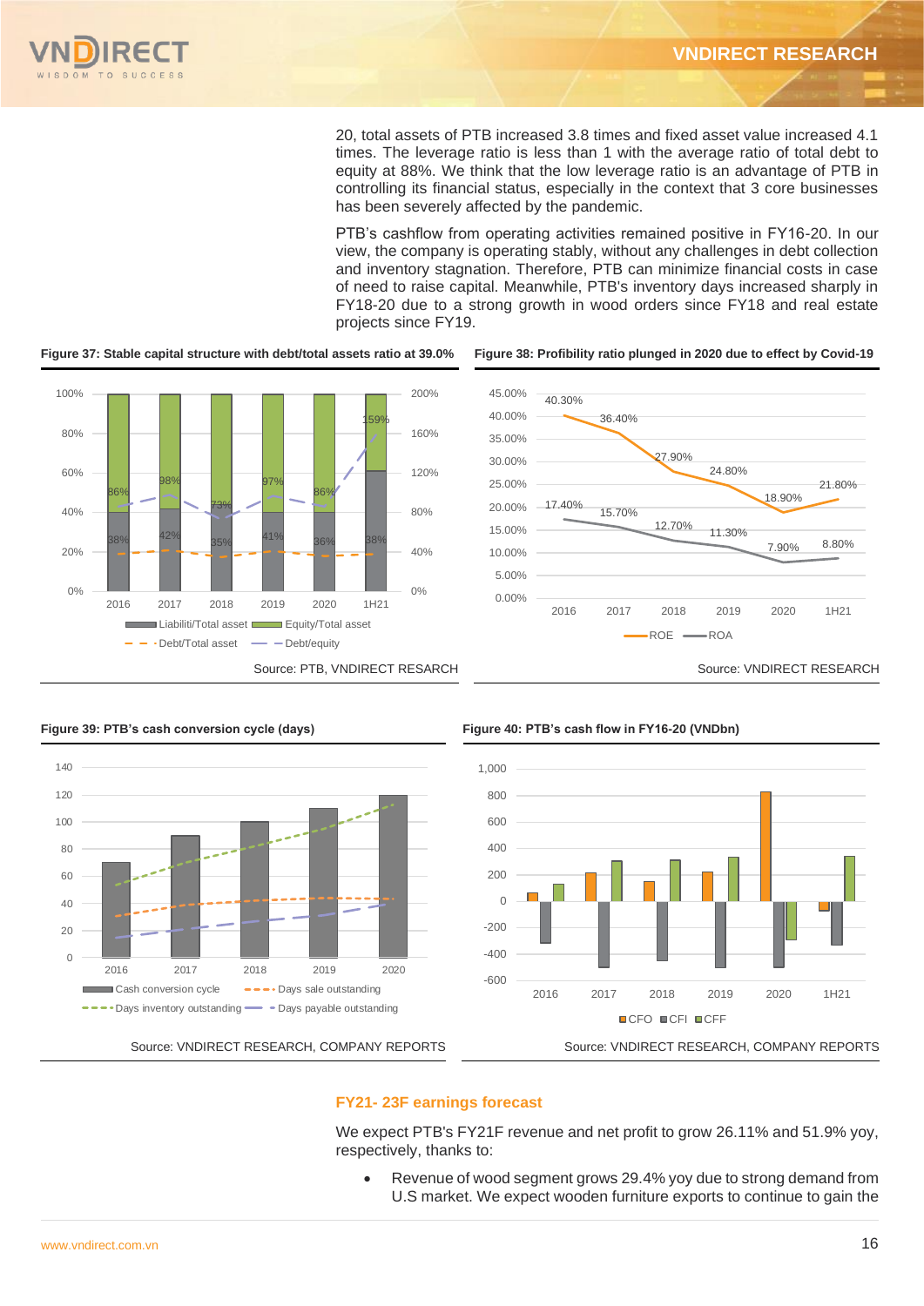20, total assets of PTB increased 3.8 times and fixed asset value increased 4.1 times. The leverage ratio is less than 1 with the average ratio of total debt to equity at 88%. We think that the low leverage ratio is an advantage of PTB in controlling its financial status, especially in the context that 3 core businesses has been severely affected by the pandemic.

PTB's cashflow from operating activities remained positive in FY16-20. In our view, the company is operating stably, without any challenges in debt collection and inventory stagnation. Therefore, PTB can minimize financial costs in case of need to raise capital. Meanwhile, PTB's inventory days increased sharply in FY18-20 due to a strong growth in wood orders since FY18 and real estate projects since FY19.

**Figure 37: Stable capital structure with debt/total assets ratio at 39.0%**

| | 2016 | 2017 | 2018 | 2019 | 2020 | 1H21 |
|---|---|---|---|---|---|---|
| Liabiliti/Total asset | 38% | 42% | 35% | 41% | 36% | 38% |
| Debt/equity | 86% | 98% | 73% | 97% | 86% | 159% |

Source: PTB, VNDIRECT RESARCH

**Figure 38: Profibility ratio plunged in 2020 due to effect by Covid-19**

| | 2016 | 2017 | 2018 | 2019 | 2020 | 1H21 |
|---|---|---|---|---|---|---|
| ROE | 40.30% | 36.40% | 27.90% | 24.80% | 18.90% | 21.80% |
| ROA | 17.40% | 15.70% | 12.70% | 11.30% | 7.90% | 8.80% |

Source: VNDIRECT RESEARCH

**Figure 39: PTB's cash conversion cycle (days)**

Legend: Cash conversion cycle; Days sale outstanding; Days inventory outstanding; Days payable outstanding

Source: VNDIRECT RESEARCH, COMPANY REPORTS

**Figure 40: PTB's cash flow in FY16-20 (VNDbn)**

Legend: CFO; CFI; CFF

Source: VNDIRECT RESEARCH, COMPANY REPORTS

## FY21- 23F earnings forecast

We expect PTB's FY21F revenue and net profit to grow 26.11% and 51.9% yoy, respectively, thanks to:

- Revenue of wood segment grows 29.4% yoy due to strong demand from U.S market. We expect wooden furniture exports to continue to gain the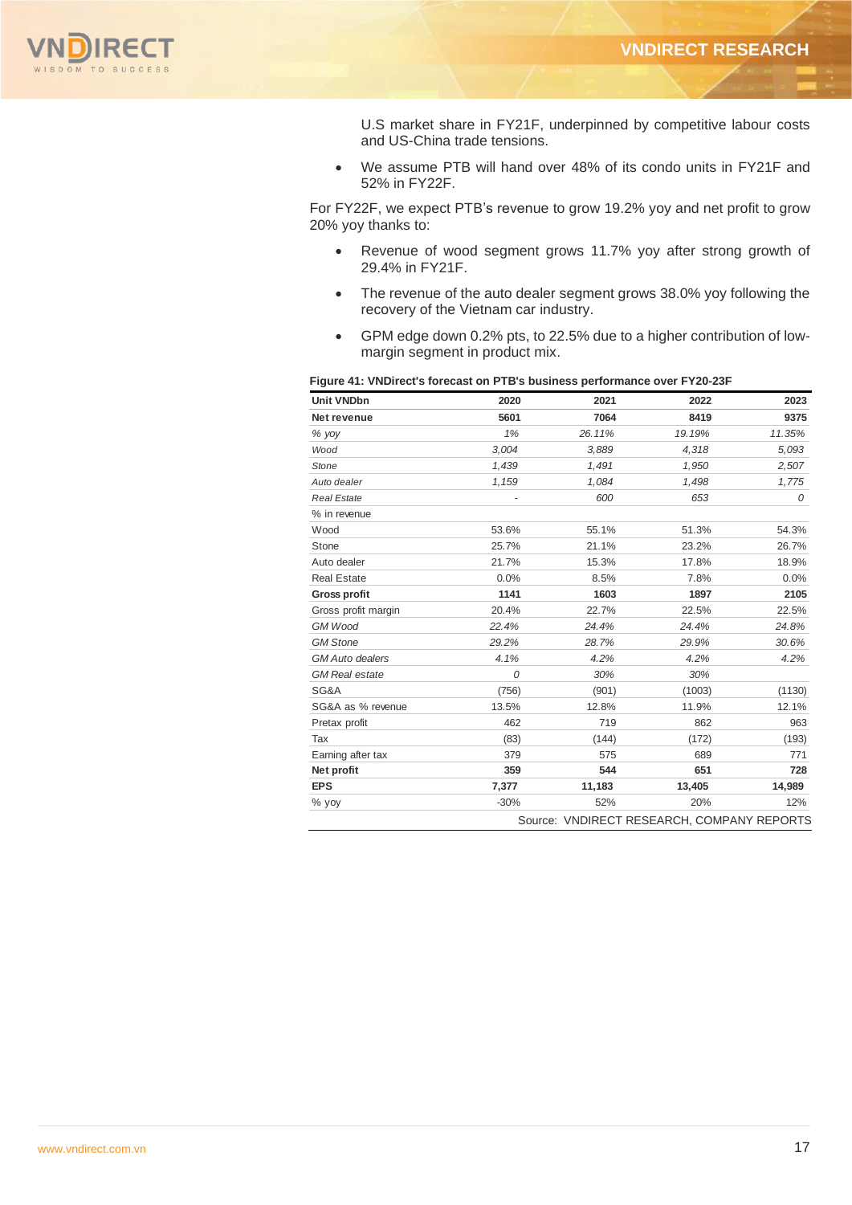U.S market share in FY21F, underpinned by competitive labour costs and US-China trade tensions.

- We assume PTB will hand over 48% of its condo units in FY21F and 52% in FY22F.

For FY22F, we expect PTB's revenue to grow 19.2% yoy and net profit to grow 20% yoy thanks to:

- Revenue of wood segment grows 11.7% yoy after strong growth of 29.4% in FY21F.
- The revenue of the auto dealer segment grows 38.0% yoy following the recovery of the Vietnam car industry.
- GPM edge down 0.2% pts, to 22.5% due to a higher contribution of low-margin segment in product mix.

**Figure 41: VNDirect's forecast on PTB's business performance over FY20-23F**

| Unit VNDbn | 2020 | 2021 | 2022 | 2023 |
|---|---|---|---|---|
| **Net revenue** | **5601** | **7064** | **8419** | **9375** |
| *% yoy* | *1%* | *26.11%* | *19.19%* | *11.35%* |
| *Wood* | *3,004* | *3,889* | *4,318* | *5,093* |
| *Stone* | *1,439* | *1,491* | *1,950* | *2,507* |
| *Auto dealer* | *1,159* | *1,084* | *1,498* | *1,775* |
| *Real Estate* | *-* | *600* | *653* | *0* |
| % in revenue | | | | |
| Wood | 53.6% | 55.1% | 51.3% | 54.3% |
| Stone | 25.7% | 21.1% | 23.2% | 26.7% |
| Auto dealer | 21.7% | 15.3% | 17.8% | 18.9% |
| Real Estate | 0.0% | 8.5% | 7.8% | 0.0% |
| **Gross profit** | **1141** | **1603** | **1897** | **2105** |
| Gross profit margin | 20.4% | 22.7% | 22.5% | 22.5% |
| *GM Wood* | *22.4%* | *24.4%* | *24.4%* | *24.8%* |
| *GM Stone* | *29.2%* | *28.7%* | *29.9%* | *30.6%* |
| *GM Auto dealers* | *4.1%* | *4.2%* | *4.2%* | *4.2%* |
| *GM Real estate* | *0* | *30%* | *30%* | |
| SG&A | (756) | (901) | (1003) | (1130) |
| SG&A as % revenue | 13.5% | 12.8% | 11.9% | 12.1% |
| Pretax profit | 462 | 719 | 862 | 963 |
| Tax | (83) | (144) | (172) | (193) |
| Earning after tax | 379 | 575 | 689 | 771 |
| **Net profit** | **359** | **544** | **651** | **728** |
| **EPS** | **7,377** | **11,183** | **13,405** | **14,989** |
| % yoy | -30% | 52% | 20% | 12% |

Source: VNDIRECT RESEARCH, COMPANY REPORTS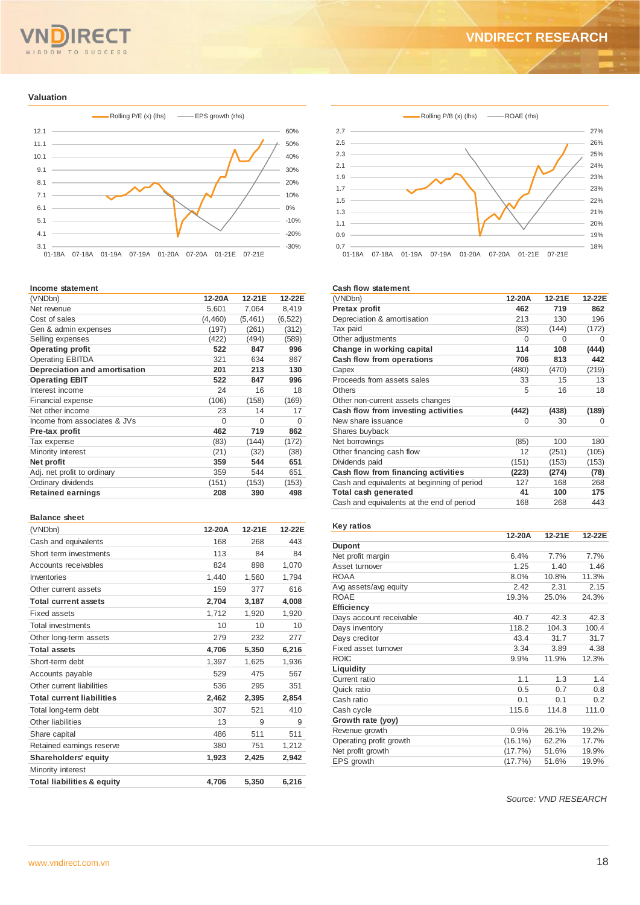## Valuation

Rolling P/E (x) (lhs) — EPS growth (rhs)

Rolling P/B (x) (lhs) — ROAE (rhs)

### Income statement

| (VNDbn) | 12-20A | 12-21E | 12-22E |
|---|---|---|---|
| Net revenue | 5,601 | 7,064 | 8,419 |
| Cost of sales | (4,460) | (5,461) | (6,522) |
| Gen & admin expenses | (197) | (261) | (312) |
| Selling expenses | (422) | (494) | (589) |
| **Operating profit** | **522** | **847** | **996** |
| Operating EBITDA | 321 | 634 | 867 |
| **Depreciation and amortisation** | **201** | **213** | **130** |
| **Operating EBIT** | **522** | **847** | **996** |
| Interest income | 24 | 16 | 18 |
| Financial expense | (106) | (158) | (169) |
| Net other income | 23 | 14 | 17 |
| Income from associates & JVs | 0 | 0 | 0 |
| **Pre-tax profit** | **462** | **719** | **862** |
| Tax expense | (83) | (144) | (172) |
| Minority interest | (21) | (32) | (38) |
| **Net profit** | **359** | **544** | **651** |
| Adj. net profit to ordinary | 359 | 544 | 651 |
| Ordinary dividends | (151) | (153) | (153) |
| **Retained earnings** | **208** | **390** | **498** |

### Balance sheet

| (VNDbn) | 12-20A | 12-21E | 12-22E |
|---|---|---|---|
| Cash and equivalents | 168 | 268 | 443 |
| Short term investments | 113 | 84 | 84 |
| Accounts receivables | 824 | 898 | 1,070 |
| Inventories | 1,440 | 1,560 | 1,794 |
| Other current assets | 159 | 377 | 616 |
| **Total current assets** | **2,704** | **3,187** | **4,008** |
| Fixed assets | 1,712 | 1,920 | 1,920 |
| Total investments | 10 | 10 | 10 |
| Other long-term assets | 279 | 232 | 277 |
| **Total assets** | **4,706** | **5,350** | **6,216** |
| Short-term debt | 1,397 | 1,625 | 1,936 |
| Accounts payable | 529 | 475 | 567 |
| Other current liabilities | 536 | 295 | 351 |
| **Total current liabilities** | **2,462** | **2,395** | **2,854** |
| Total long-term debt | 307 | 521 | 410 |
| Other liabilities | 13 | 9 | 9 |
| Share capital | 486 | 511 | 511 |
| Retained earnings reserve | 380 | 751 | 1,212 |
| **Shareholders' equity** | **1,923** | **2,425** | **2,942** |
| Minority interest | | | |
| **Total liabilities & equity** | **4,706** | **5,350** | **6,216** |

### Cash flow statement

| (VNDbn) | 12-20A | 12-21E | 12-22E |
|---|---|---|---|
| **Pretax profit** | **462** | **719** | **862** |
| Depreciation & amortisation | 213 | 130 | 196 |
| Tax paid | (83) | (144) | (172) |
| Other adjustments | 0 | 0 | 0 |
| **Change in working capital** | **114** | **108** | **(444)** |
| **Cash flow from operations** | **706** | **813** | **442** |
| Capex | (480) | (470) | (219) |
| Proceeds from assets sales | 33 | 15 | 13 |
| Others | 5 | 16 | 18 |
| Other non-current assets changes | | | |
| **Cash flow from investing activities** | **(442)** | **(438)** | **(189)** |
| New share issuance | 0 | 30 | 0 |
| Shares buyback | | | |
| Net borrowings | (85) | 100 | 180 |
| Other financing cash flow | 12 | (251) | (105) |
| Dividends paid | (151) | (153) | (153) |
| **Cash flow from financing activities** | **(223)** | **(274)** | **(78)** |
| Cash and equivalents at beginning of period | 127 | 168 | 268 |
| **Total cash generated** | **41** | **100** | **175** |
| Cash and equivalents at the end of period | 168 | 268 | 443 |

### Key ratios

| | 12-20A | 12-21E | 12-22E |
|---|---|---|---|
| **Dupont** | | | |
| Net profit margin | 6.4% | 7.7% | 7.7% |
| Asset turnover | 1.25 | 1.40 | 1.46 |
| ROAA | 8.0% | 10.8% | 11.3% |
| Avg assets/avg equity | 2.42 | 2.31 | 2.15 |
| ROAE | 19.3% | 25.0% | 24.3% |
| **Efficiency** | | | |
| Days account receivable | 40.7 | 42.3 | 42.3 |
| Days inventory | 118.2 | 104.3 | 100.4 |
| Days creditor | 43.4 | 31.7 | 31.7 |
| Fixed asset turnover | 3.34 | 3.89 | 4.38 |
| ROIC | 9.9% | 11.9% | 12.3% |
| **Liquidity** | | | |
| Current ratio | 1.1 | 1.3 | 1.4 |
| Quick ratio | 0.5 | 0.7 | 0.8 |
| Cash ratio | 0.1 | 0.1 | 0.2 |
| Cash cycle | 115.6 | 114.8 | 111.0 |
| **Growth rate (yoy)** | | | |
| Revenue growth | 0.9% | 26.1% | 19.2% |
| Operating profit growth | (16.1%) | 62.2% | 17.7% |
| Net profit growth | (17.7%) | 51.6% | 19.9% |
| EPS growth | (17.7%) | 51.6% | 19.9% |

*Source: VND RESEARCH*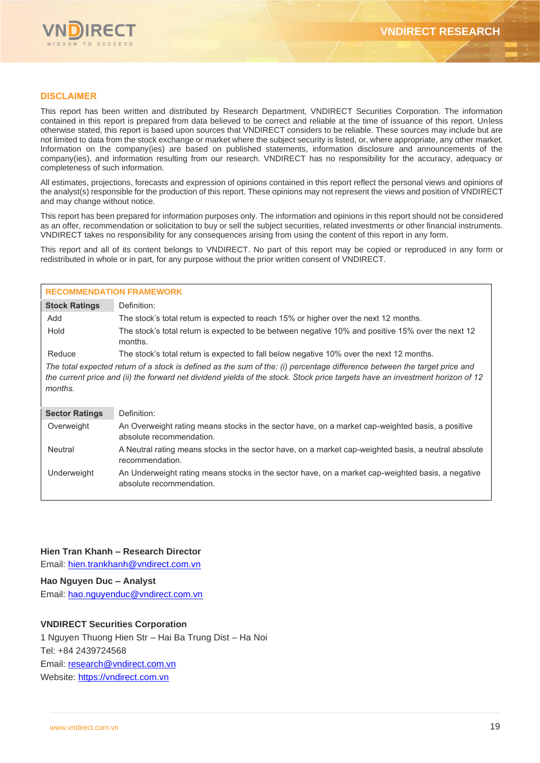## DISCLAIMER

This report has been written and distributed by Research Department, VNDIRECT Securities Corporation. The information contained in this report is prepared from data believed to be correct and reliable at the time of issuance of this report. Unless otherwise stated, this report is based upon sources that VNDIRECT considers to be reliable. These sources may include but are not limited to data from the stock exchange or market where the subject security is listed, or, where appropriate, any other market. Information on the company(ies) are based on published statements, information disclosure and announcements of the company(ies), and information resulting from our research. VNDIRECT has no responsibility for the accuracy, adequacy or completeness of such information.

All estimates, projections, forecasts and expression of opinions contained in this report reflect the personal views and opinions of the analyst(s) responsible for the production of this report. These opinions may not represent the views and position of VNDIRECT and may change without notice.

This report has been prepared for information purposes only. The information and opinions in this report should not be considered as an offer, recommendation or solicitation to buy or sell the subject securities, related investments or other financial instruments. VNDIRECT takes no responsibility for any consequences arising from using the content of this report in any form.

This report and all of its content belongs to VNDIRECT. No part of this report may be copied or reproduced in any form or redistributed in whole or in part, for any purpose without the prior written consent of VNDIRECT.

### RECOMMENDATION FRAMEWORK

| **Stock Ratings** | Definition: |
|---|---|
| Add | The stock's total return is expected to reach 15% or higher over the next 12 months. |
| Hold | The stock's total return is expected to be between negative 10% and positive 15% over the next 12 months. |
| Reduce | The stock's total return is expected to fall below negative 10% over the next 12 months. |

*The total expected return of a stock is defined as the sum of the: (i) percentage difference between the target price and the current price and (ii) the forward net dividend yields of the stock. Stock price targets have an investment horizon of 12 months.*

| **Sector Ratings** | Definition: |
|---|---|
| Overweight | An Overweight rating means stocks in the sector have, on a market cap-weighted basis, a positive absolute recommendation. |
| Neutral | A Neutral rating means stocks in the sector have, on a market cap-weighted basis, a neutral absolute recommendation. |
| Underweight | An Underweight rating means stocks in the sector have, on a market cap-weighted basis, a negative absolute recommendation. |

**Hien Tran Khanh – Research Director**
Email: hien.trankhanh@vndirect.com.vn

**Hao Nguyen Duc – Analyst**
Email: hao.nguyenduc@vndirect.com.vn

**VNDIRECT Securities Corporation**
1 Nguyen Thuong Hien Str – Hai Ba Trung Dist – Ha Noi
Tel: +84 2439724568
Email: research@vndirect.com.vn
Website: https://vndirect.com.vn